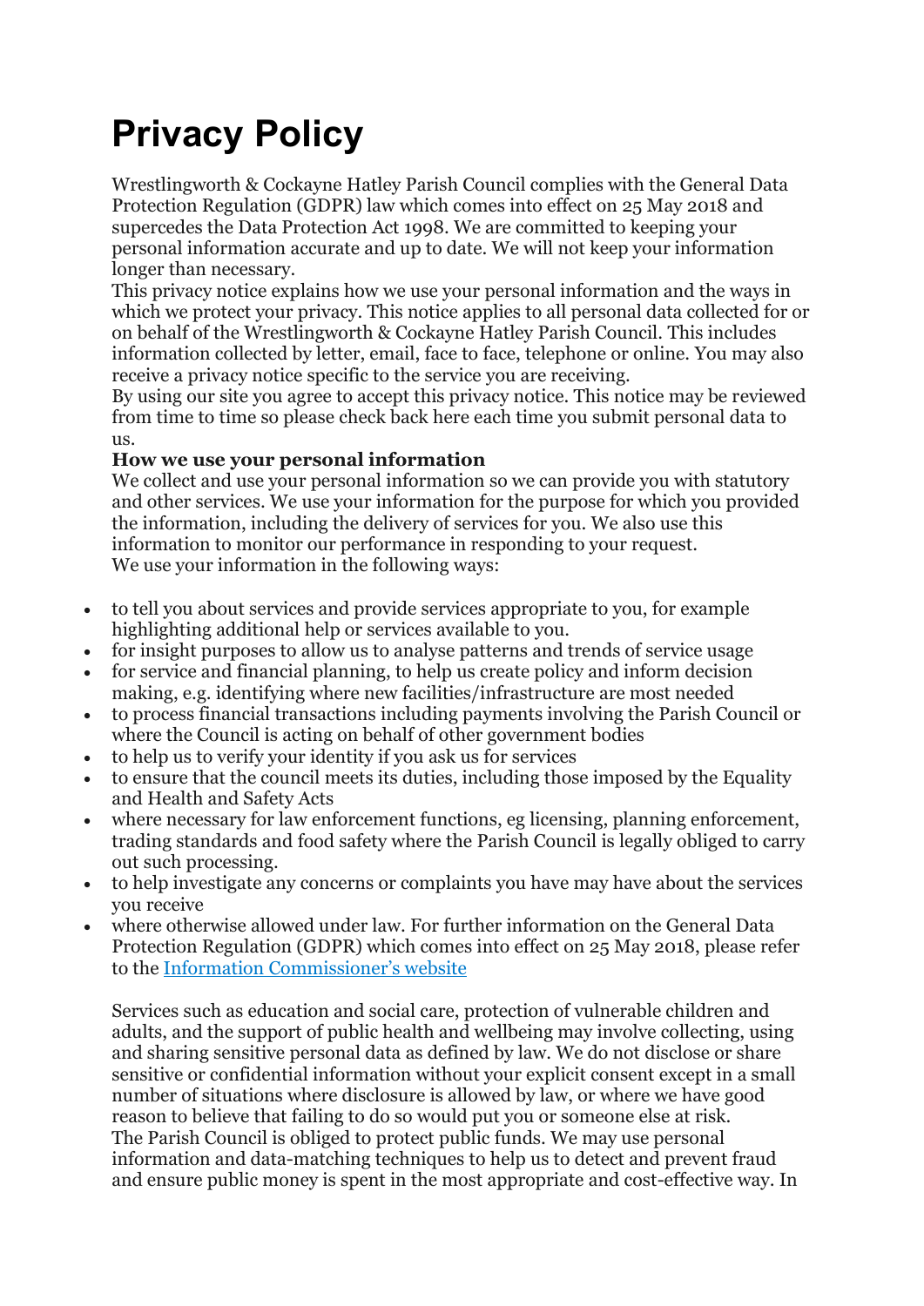# Privacy Policy

Wrestlingworth & Cockayne Hatley Parish Council complies with the General Data Protection Regulation (GDPR) law which comes into effect on 25 May 2018 and supercedes the Data Protection Act 1998. We are committed to keeping your personal information accurate and up to date. We will not keep your information longer than necessary.

This privacy notice explains how we use your personal information and the ways in which we protect your privacy. This notice applies to all personal data collected for or on behalf of the Wrestlingworth & Cockayne Hatley Parish Council. This includes information collected by letter, email, face to face, telephone or online. You may also receive a privacy notice specific to the service you are receiving.

By using our site you agree to accept this privacy notice. This notice may be reviewed from time to time so please check back here each time you submit personal data to us.

**How we use your personal information**

We collect and use your personal information so we can provide you with statutory and other services. We use your information for the purpose for which you provided the information, including the delivery of services for you. We also use this information to monitor our performance in responding to your request.

We use your information in the following ways:

- to tell you about services and provide services appropriate to you, for example highlighting additional help or services available to you.
- for insight purposes to allow us to analyse patterns and trends of service usage
- for service and financial planning, to help us create policy and inform decision making, e.g. identifying where new facilities/infrastructure are most needed
- to process financial transactions including payments involving the Parish Council or where the Council is acting on behalf of other government bodies
- to help us to verify your identity if you ask us for services
- to ensure that the council meets its duties, including those imposed by the Equality and Health and Safety Acts
- where necessary for law enforcement functions, eg licensing, planning enforcement, trading standards and food safety where the Parish Council is legally obliged to carry out such processing.
- to help investigate any concerns or complaints you have may have about the services you receive
- where otherwise allowed under law. For further information on the General Data Protection Regulation (GDPR) which comes into effect on 25 May 2018, please refer to the [Information Commissioner's website]

Services such as education and social care, protection of vulnerable children and adults, and the support of public health and wellbeing may involve collecting, using and sharing sensitive personal data as defined by law. We do not disclose or share sensitive or confidential information without your explicit consent except in a small number of situations where disclosure is allowed by law, or where we have good reason to believe that failing to do so would put you or someone else at risk.

The Parish Council is obliged to protect public funds. We may use personal information and data-matching techniques to help us to detect and prevent fraud and ensure public money is spent in the most appropriate and cost-effective way. In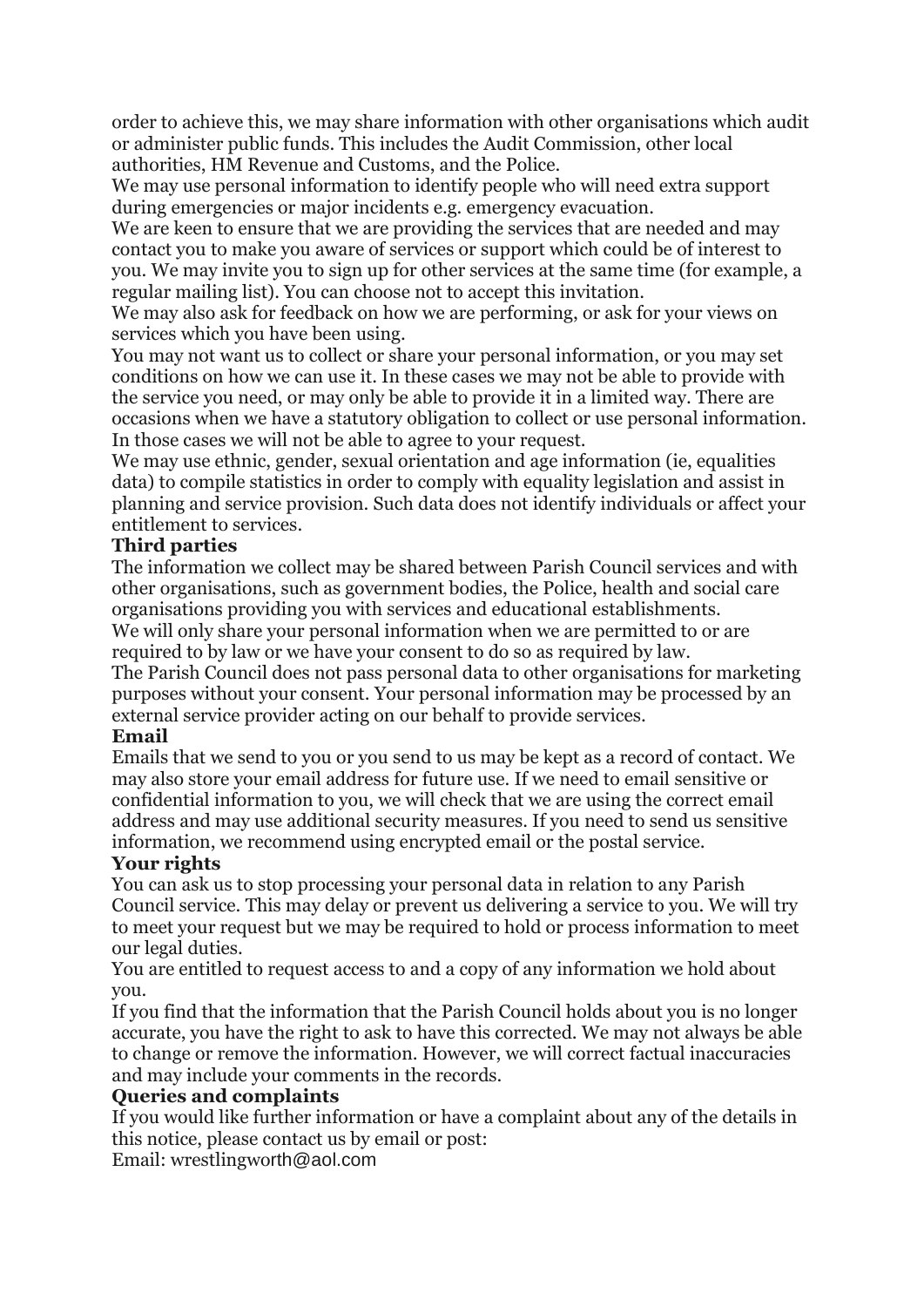order to achieve this, we may share information with other organisations which audit or administer public funds. This includes the Audit Commission, other local authorities, HM Revenue and Customs, and the Police.

We may use personal information to identify people who will need extra support during emergencies or major incidents e.g. emergency evacuation.

We are keen to ensure that we are providing the services that are needed and may contact you to make you aware of services or support which could be of interest to you. We may invite you to sign up for other services at the same time (for example, a regular mailing list). You can choose not to accept this invitation.

We may also ask for feedback on how we are performing, or ask for your views on services which you have been using.

You may not want us to collect or share your personal information, or you may set conditions on how we can use it. In these cases we may not be able to provide with the service you need, or may only be able to provide it in a limited way. There are occasions when we have a statutory obligation to collect or use personal information. In those cases we will not be able to agree to your request.

We may use ethnic, gender, sexual orientation and age information (ie, equalities data) to compile statistics in order to comply with equality legislation and assist in planning and service provision. Such data does not identify individuals or affect your entitlement to services.

**Third parties**

The information we collect may be shared between Parish Council services and with other organisations, such as government bodies, the Police, health and social care organisations providing you with services and educational establishments.

We will only share your personal information when we are permitted to or are required to by law or we have your consent to do so as required by law.

The Parish Council does not pass personal data to other organisations for marketing purposes without your consent. Your personal information may be processed by an external service provider acting on our behalf to provide services.

**Email**

Emails that we send to you or you send to us may be kept as a record of contact. We may also store your email address for future use. If we need to email sensitive or confidential information to you, we will check that we are using the correct email address and may use additional security measures. If you need to send us sensitive information, we recommend using encrypted email or the postal service.

**Your rights**

You can ask us to stop processing your personal data in relation to any Parish Council service. This may delay or prevent us delivering a service to you. We will try to meet your request but we may be required to hold or process information to meet our legal duties.

You are entitled to request access to and a copy of any information we hold about you.

If you find that the information that the Parish Council holds about you is no longer accurate, you have the right to ask to have this corrected. We may not always be able to change or remove the information. However, we will correct factual inaccuracies and may include your comments in the records.

**Queries and complaints**

If you would like further information or have a complaint about any of the details in this notice, please contact us by email or post:

Email: wrestlingworth@aol.com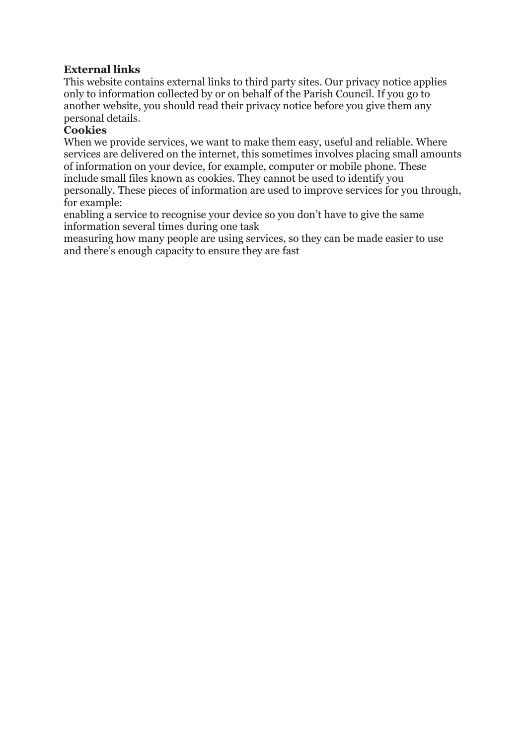**External links**

This website contains external links to third party sites. Our privacy notice applies only to information collected by or on behalf of the Parish Council. If you go to another website, you should read their privacy notice before you give them any personal details.

**Cookies**

When we provide services, we want to make them easy, useful and reliable. Where services are delivered on the internet, this sometimes involves placing small amounts of information on your device, for example, computer or mobile phone. These include small files known as cookies. They cannot be used to identify you personally. These pieces of information are used to improve services for you through, for example:

enabling a service to recognise your device so you don't have to give the same information several times during one task

measuring how many people are using services, so they can be made easier to use and there's enough capacity to ensure they are fast